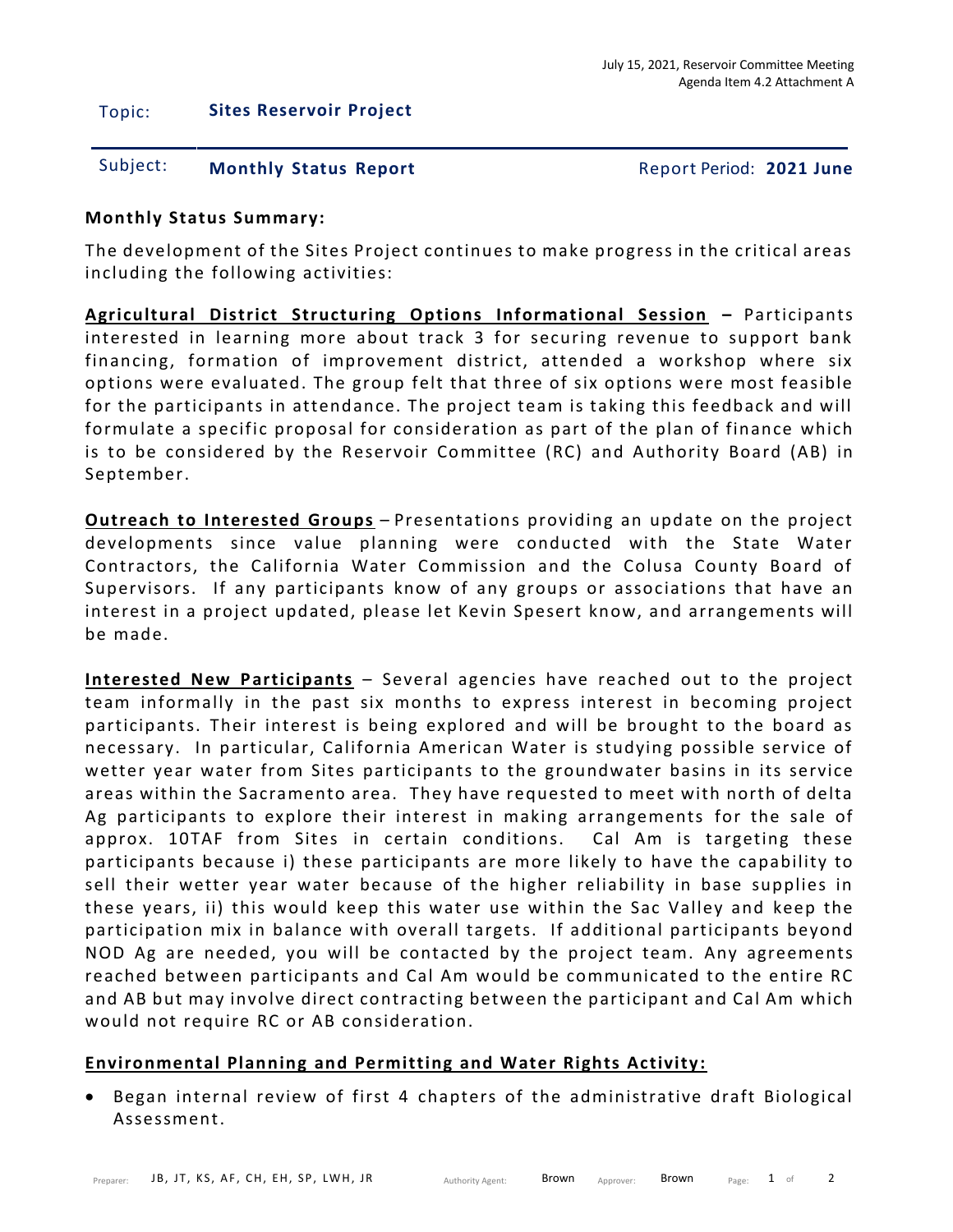July 15, 2021, Reservoir Committee Meeting
Agenda Item 4.2 Attachment A

Topic: **Sites Reservoir Project**

Subject: **Monthly Status Report** Report Period: **2021 June**

**Monthly Status Summary:**

The development of the Sites Project continues to make progress in the critical areas including the following activities:

**Agricultural District Structuring Options Informational Session –** Participants interested in learning more about track 3 for securing revenue to support bank financing, formation of improvement district, attended a workshop where six options were evaluated. The group felt that three of six options were most feasible for the participants in attendance. The project team is taking this feedback and will formulate a specific proposal for consideration as part of the plan of finance which is to be considered by the Reservoir Committee (RC) and Authority Board (AB) in September.

**Outreach to Interested Groups** – Presentations providing an update on the project developments since value planning were conducted with the State Water Contractors, the California Water Commission and the Colusa County Board of Supervisors. If any participants know of any groups or associations that have an interest in a project updated, please let Kevin Spesert know, and arrangements will be made.

**Interested New Participants** – Several agencies have reached out to the project team informally in the past six months to express interest in becoming project participants. Their interest is being explored and will be brought to the board as necessary. In particular, California American Water is studying possible service of wetter year water from Sites participants to the groundwater basins in its service areas within the Sacramento area. They have requested to meet with north of delta Ag participants to explore their interest in making arrangements for the sale of approx. 10TAF from Sites in certain conditions. Cal Am is targeting these participants because i) these participants are more likely to have the capability to sell their wetter year water because of the higher reliability in base supplies in these years, ii) this would keep this water use within the Sac Valley and keep the participation mix in balance with overall targets. If additional participants beyond NOD Ag are needed, you will be contacted by the project team. Any agreements reached between participants and Cal Am would be communicated to the entire RC and AB but may involve direct contracting between the participant and Cal Am which would not require RC or AB consideration.

**Environmental Planning and Permitting and Water Rights Activity:**

- Began internal review of first 4 chapters of the administrative draft Biological Assessment.

Preparer: JB, JT, KS, AF, CH, EH, SP, LWH, JR Authority Agent: Brown Approver: Brown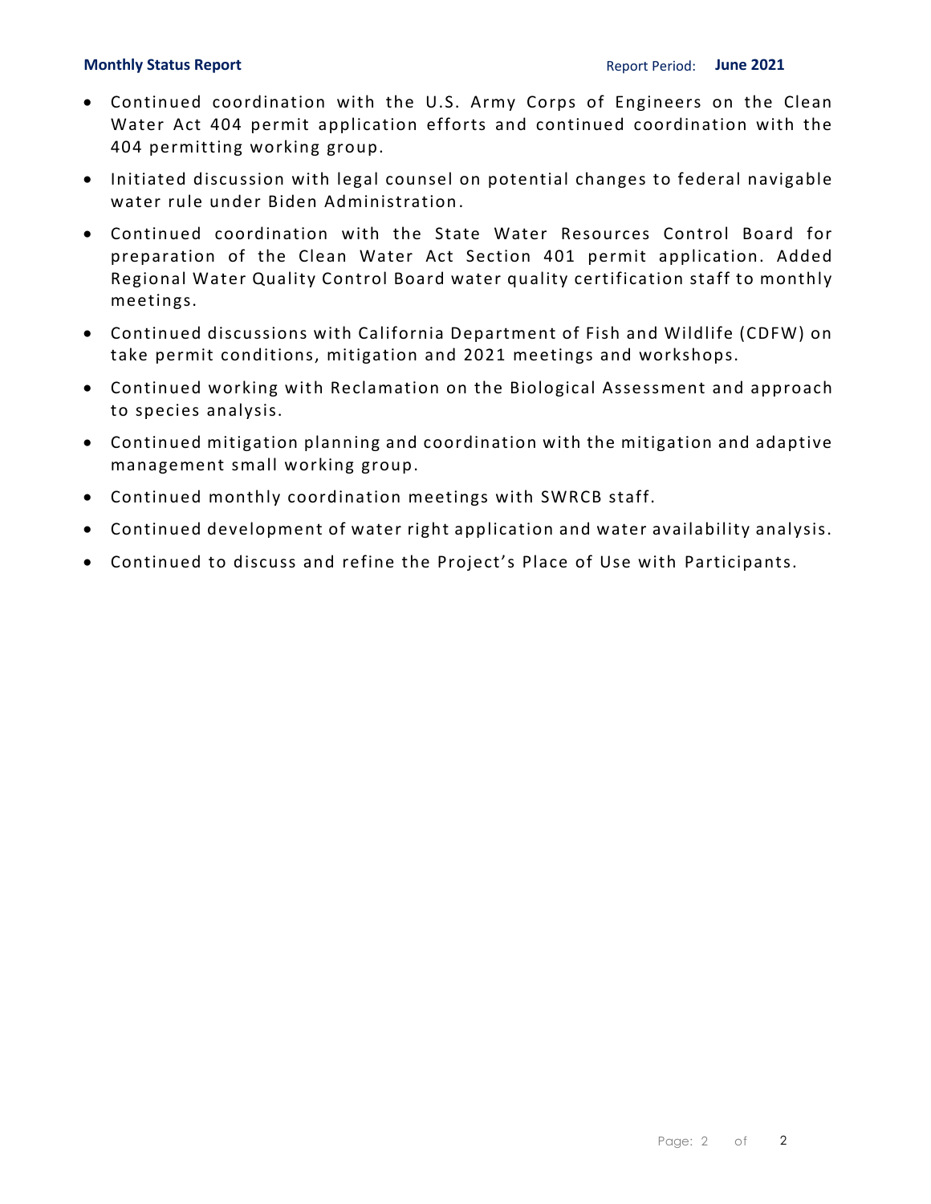- Continued coordination with the U.S. Army Corps of Engineers on the Clean Water Act 404 permit application efforts and continued coordination with the 404 permitting working group.
- Initiated discussion with legal counsel on potential changes to federal navigable water rule under Biden Administration.
- Continued coordination with the State Water Resources Control Board for preparation of the Clean Water Act Section 401 permit application. Added Regional Water Quality Control Board water quality certification staff to monthly meetings.
- Continued discussions with California Department of Fish and Wildlife (CDFW) on take permit conditions, mitigation and 2021 meetings and workshops.
- Continued working with Reclamation on the Biological Assessment and approach to species analysis.
- Continued mitigation planning and coordination with the mitigation and adaptive management small working group.
- Continued monthly coordination meetings with SWRCB staff.
- Continued development of water right application and water availability analysis.
- Continued to discuss and refine the Project's Place of Use with Participants.